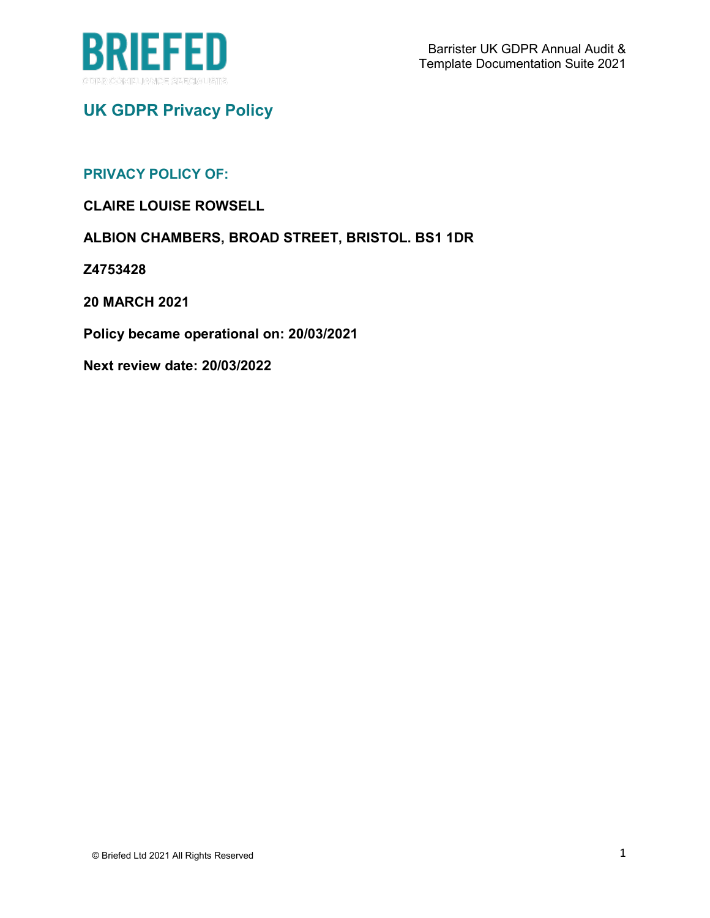# UK GDPR Privacy Policy

## PRIVACY POLICY OF:

**CLAIRE LOUISE ROWSELL**

**ALBION CHAMBERS, BROAD STREET, BRISTOL. BS1 1DR**

**Z4753428**

**20 MARCH 2021**

**Policy became operational on: 20/03/2021**

**Next review date: 20/03/2022**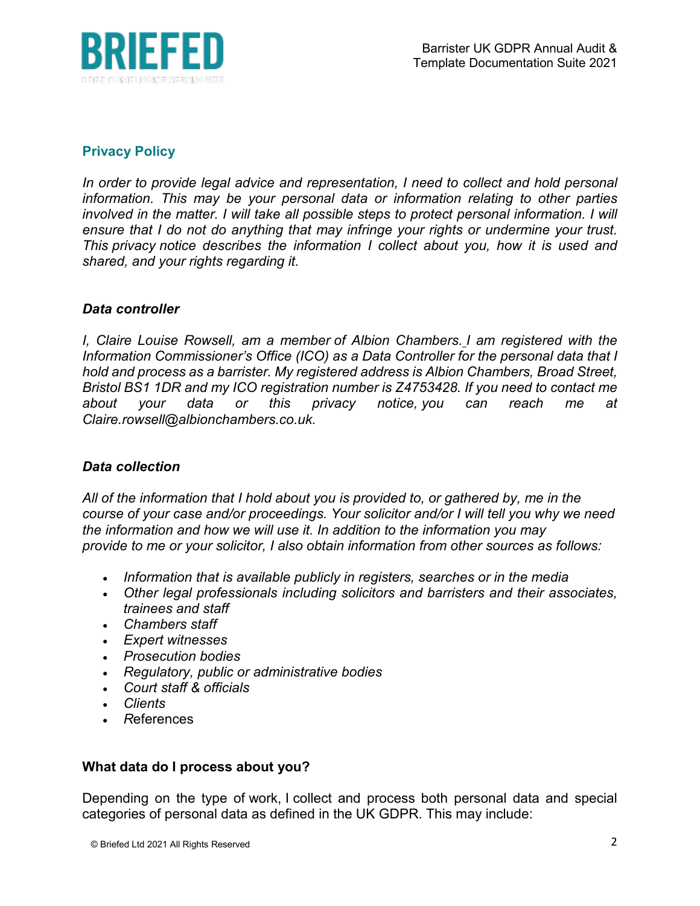## Privacy Policy

*In order to provide legal advice and representation, I need to collect and hold personal information. This may be your personal data or information relating to other parties involved in the matter. I will take all possible steps to protect personal information. I will ensure that I do not do anything that may infringe your rights or undermine your trust. This privacy notice describes the information I collect about you, how it is used and shared, and your rights regarding it.*

### *Data controller*

*I, Claire Louise Rowsell, am a member of Albion Chambers. I am registered with the Information Commissioner's Office (ICO) as a Data Controller for the personal data that I hold and process as a barrister. My registered address is Albion Chambers, Broad Street, Bristol BS1 1DR and my ICO registration number is Z4753428. If you need to contact me about your data or this privacy notice, you can reach me at Claire.rowsell@albionchambers.co.uk.*

### *Data collection*

*All of the information that I hold about you is provided to, or gathered by, me in the course of your case and/or proceedings. Your solicitor and/or I will tell you why we need the information and how we will use it. In addition to the information you may provide to me or your solicitor, I also obtain information from other sources as follows:*

- *Information that is available publicly in registers, searches or in the media*
- *Other legal professionals including solicitors and barristers and their associates, trainees and staff*
- *Chambers staff*
- *Expert witnesses*
- *Prosecution bodies*
- *Regulatory, public or administrative bodies*
- *Court staff & officials*
- *Clients*
- *R*eferences

### What data do I process about you?

Depending on the type of work, I collect and process both personal data and special categories of personal data as defined in the UK GDPR. This may include: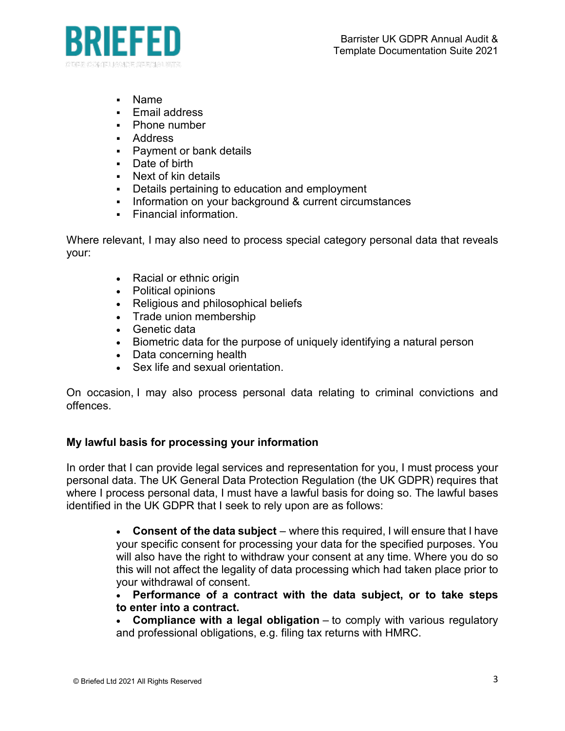- Name
- Email address
- Phone number
- Address
- Payment or bank details
- Date of birth
- Next of kin details
- Details pertaining to education and employment
- Information on your background & current circumstances
- Financial information.

Where relevant, I may also need to process special category personal data that reveals your:

- Racial or ethnic origin
- Political opinions
- Religious and philosophical beliefs
- Trade union membership
- Genetic data
- Biometric data for the purpose of uniquely identifying a natural person
- Data concerning health
- Sex life and sexual orientation.

On occasion, I may also process personal data relating to criminal convictions and offences.

### My lawful basis for processing your information

In order that I can provide legal services and representation for you, I must process your personal data. The UK General Data Protection Regulation (the UK GDPR) requires that where I process personal data, I must have a lawful basis for doing so. The lawful bases identified in the UK GDPR that I seek to rely upon are as follows:

- **Consent of the data subject** – where this required, I will ensure that I have your specific consent for processing your data for the specified purposes. You will also have the right to withdraw your consent at any time. Where you do so this will not affect the legality of data processing which had taken place prior to your withdrawal of consent.
- **Performance of a contract with the data subject, or to take steps to enter into a contract.**
- **Compliance with a legal obligation** – to comply with various regulatory and professional obligations, e.g. filing tax returns with HMRC.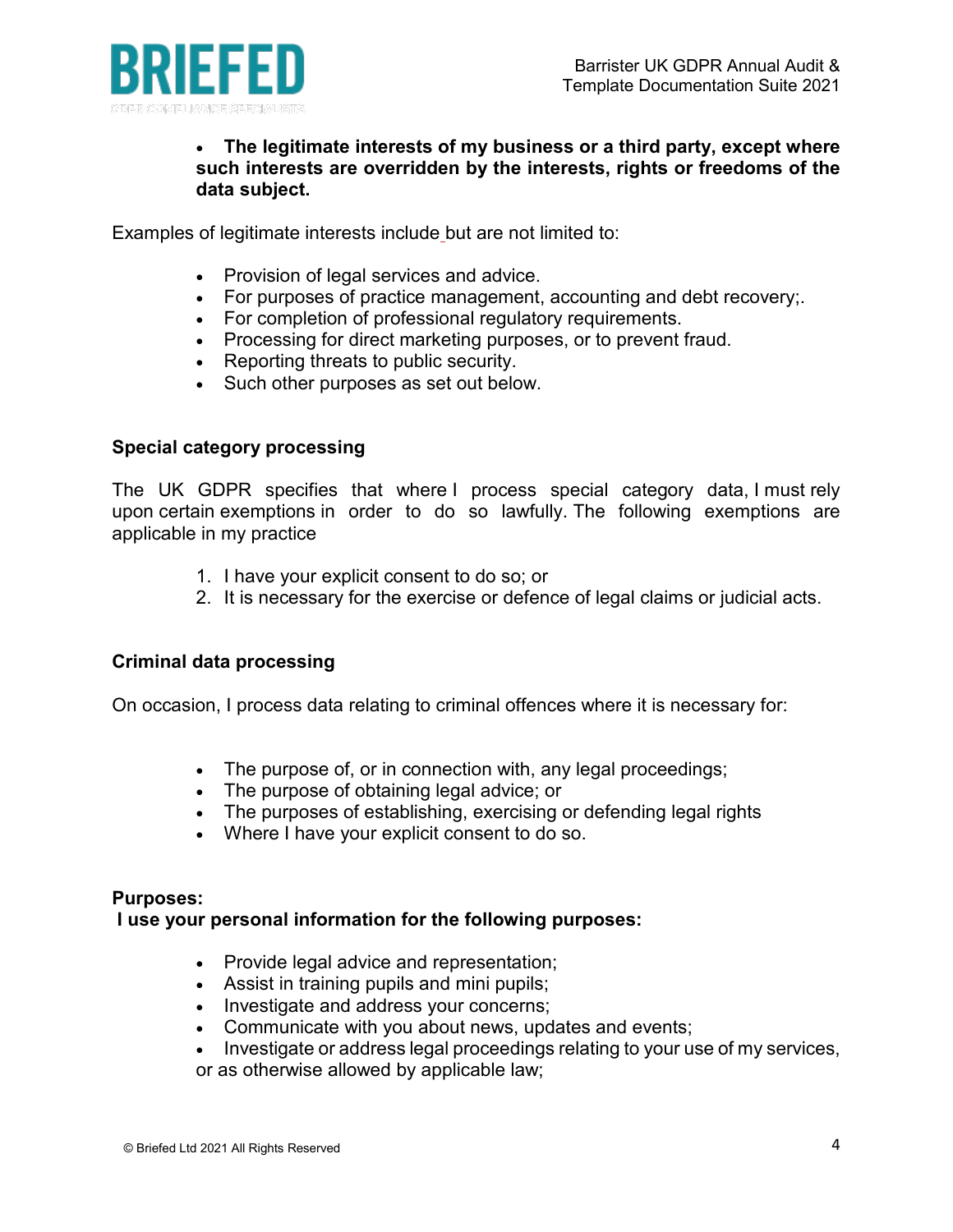- **The legitimate interests of my business or a third party, except where such interests are overridden by the interests, rights or freedoms of the data subject.**

Examples of legitimate interests include but are not limited to:

- Provision of legal services and advice.
- For purposes of practice management, accounting and debt recovery;.
- For completion of professional regulatory requirements.
- Processing for direct marketing purposes, or to prevent fraud.
- Reporting threats to public security.
- Such other purposes as set out below.

**Special category processing**

The UK GDPR specifies that where I process special category data, I must rely upon certain exemptions in order to do so lawfully. The following exemptions are applicable in my practice

1. I have your explicit consent to do so; or
2. It is necessary for the exercise or defence of legal claims or judicial acts.

**Criminal data processing**

On occasion, I process data relating to criminal offences where it is necessary for:

- The purpose of, or in connection with, any legal proceedings;
- The purpose of obtaining legal advice; or
- The purposes of establishing, exercising or defending legal rights
- Where I have your explicit consent to do so.

**Purposes:**
**I use your personal information for the following purposes:**

- Provide legal advice and representation;
- Assist in training pupils and mini pupils;
- Investigate and address your concerns;
- Communicate with you about news, updates and events;
- Investigate or address legal proceedings relating to your use of my services, or as otherwise allowed by applicable law;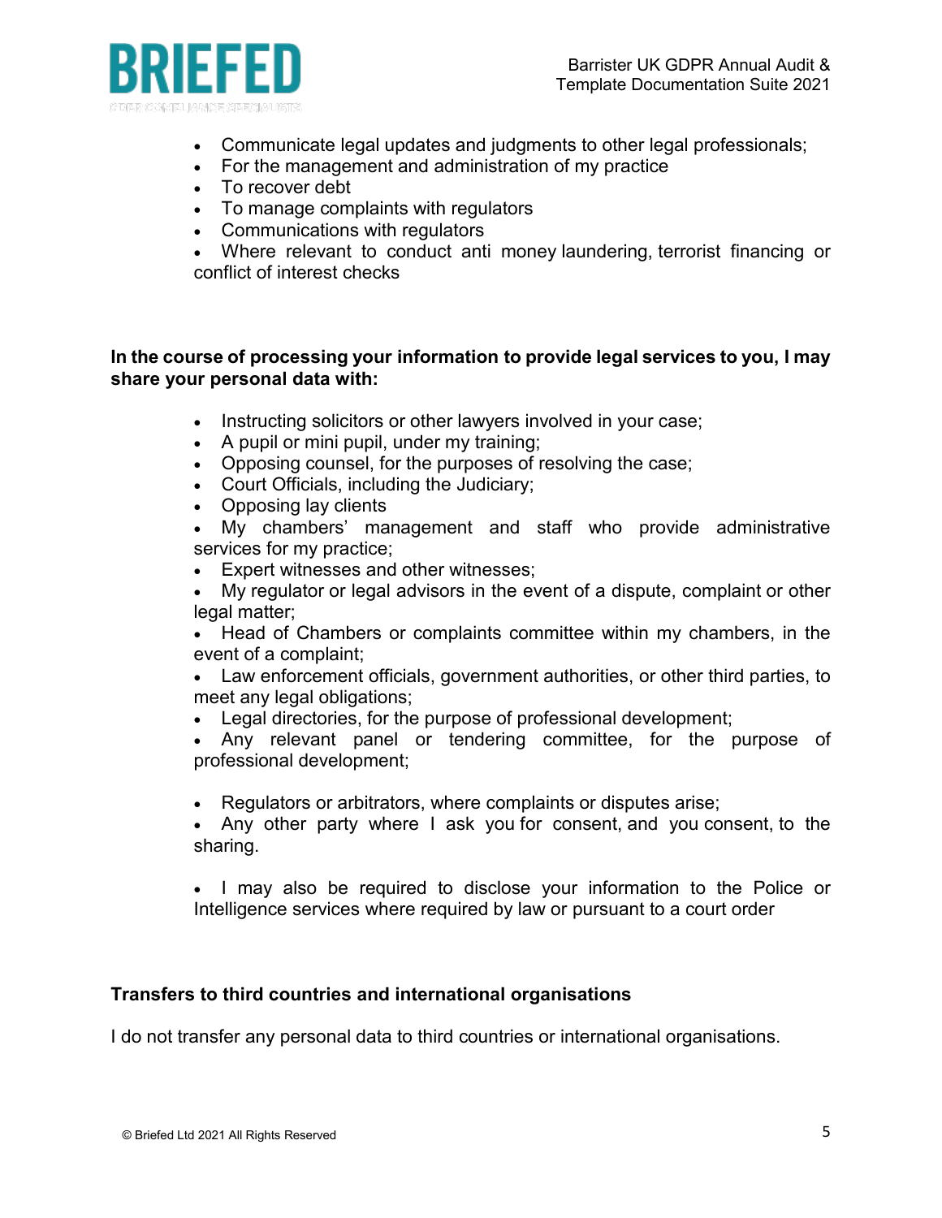- Communicate legal updates and judgments to other legal professionals;
- For the management and administration of my practice
- To recover debt
- To manage complaints with regulators
- Communications with regulators
- Where relevant to conduct anti money laundering, terrorist financing or conflict of interest checks

**In the course of processing your information to provide legal services to you, I may share your personal data with:**

- Instructing solicitors or other lawyers involved in your case;
- A pupil or mini pupil, under my training;
- Opposing counsel, for the purposes of resolving the case;
- Court Officials, including the Judiciary;
- Opposing lay clients
- My chambers' management and staff who provide administrative services for my practice;
- Expert witnesses and other witnesses;
- My regulator or legal advisors in the event of a dispute, complaint or other legal matter;
- Head of Chambers or complaints committee within my chambers, in the event of a complaint;
- Law enforcement officials, government authorities, or other third parties, to meet any legal obligations;
- Legal directories, for the purpose of professional development;
- Any relevant panel or tendering committee, for the purpose of professional development;
- Regulators or arbitrators, where complaints or disputes arise;
- Any other party where I ask you for consent, and you consent, to the sharing.
- I may also be required to disclose your information to the Police or Intelligence services where required by law or pursuant to a court order

### Transfers to third countries and international organisations

I do not transfer any personal data to third countries or international organisations.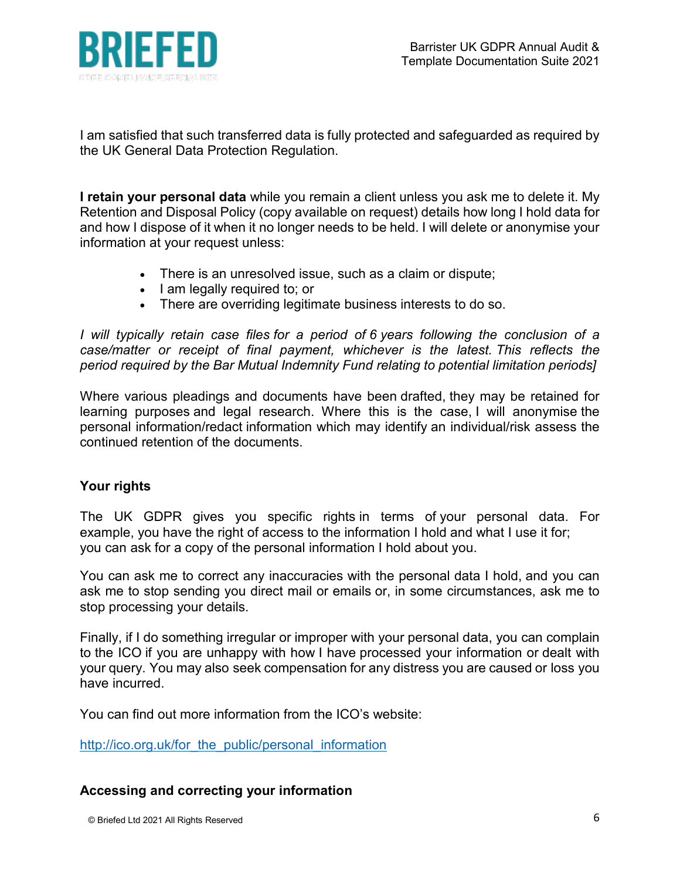I am satisfied that such transferred data is fully protected and safeguarded as required by the UK General Data Protection Regulation.

**I retain your personal data** while you remain a client unless you ask me to delete it. My Retention and Disposal Policy (copy available on request) details how long I hold data for and how I dispose of it when it no longer needs to be held. I will delete or anonymise your information at your request unless:

- There is an unresolved issue, such as a claim or dispute;
- I am legally required to; or
- There are overriding legitimate business interests to do so.

*I will typically retain case files for a period of 6 years following the conclusion of a case/matter or receipt of final payment, whichever is the latest. This reflects the period required by the Bar Mutual Indemnity Fund relating to potential limitation periods]*

Where various pleadings and documents have been drafted, they may be retained for learning purposes and legal research. Where this is the case, I will anonymise the personal information/redact information which may identify an individual/risk assess the continued retention of the documents.

**Your rights**

The UK GDPR gives you specific rights in terms of your personal data. For example, you have the right of access to the information I hold and what I use it for; you can ask for a copy of the personal information I hold about you.

You can ask me to correct any inaccuracies with the personal data I hold, and you can ask me to stop sending you direct mail or emails or, in some circumstances, ask me to stop processing your details.

Finally, if I do something irregular or improper with your personal data, you can complain to the ICO if you are unhappy with how I have processed your information or dealt with your query. You may also seek compensation for any distress you are caused or loss you have incurred.

You can find out more information from the ICO's website:

[http://ico.org.uk/for_the_public/personal_information](http://ico.org.uk/for_the_public/personal_information)

**Accessing and correcting your information**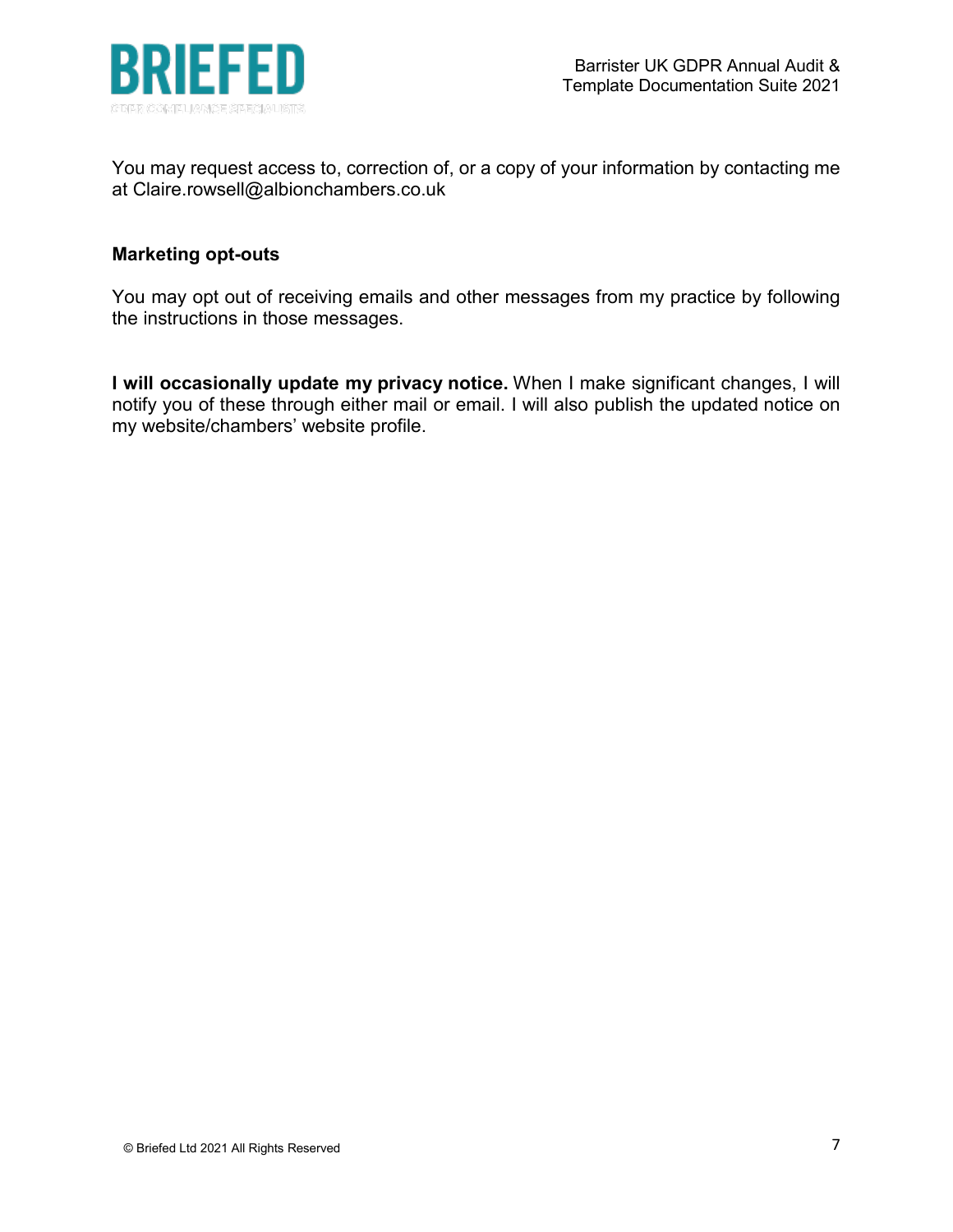You may request access to, correction of, or a copy of your information by contacting me at Claire.rowsell@albionchambers.co.uk

**Marketing opt-outs**

You may opt out of receiving emails and other messages from my practice by following the instructions in those messages.

**I will occasionally update my privacy notice.** When I make significant changes, I will notify you of these through either mail or email. I will also publish the updated notice on my website/chambers' website profile.